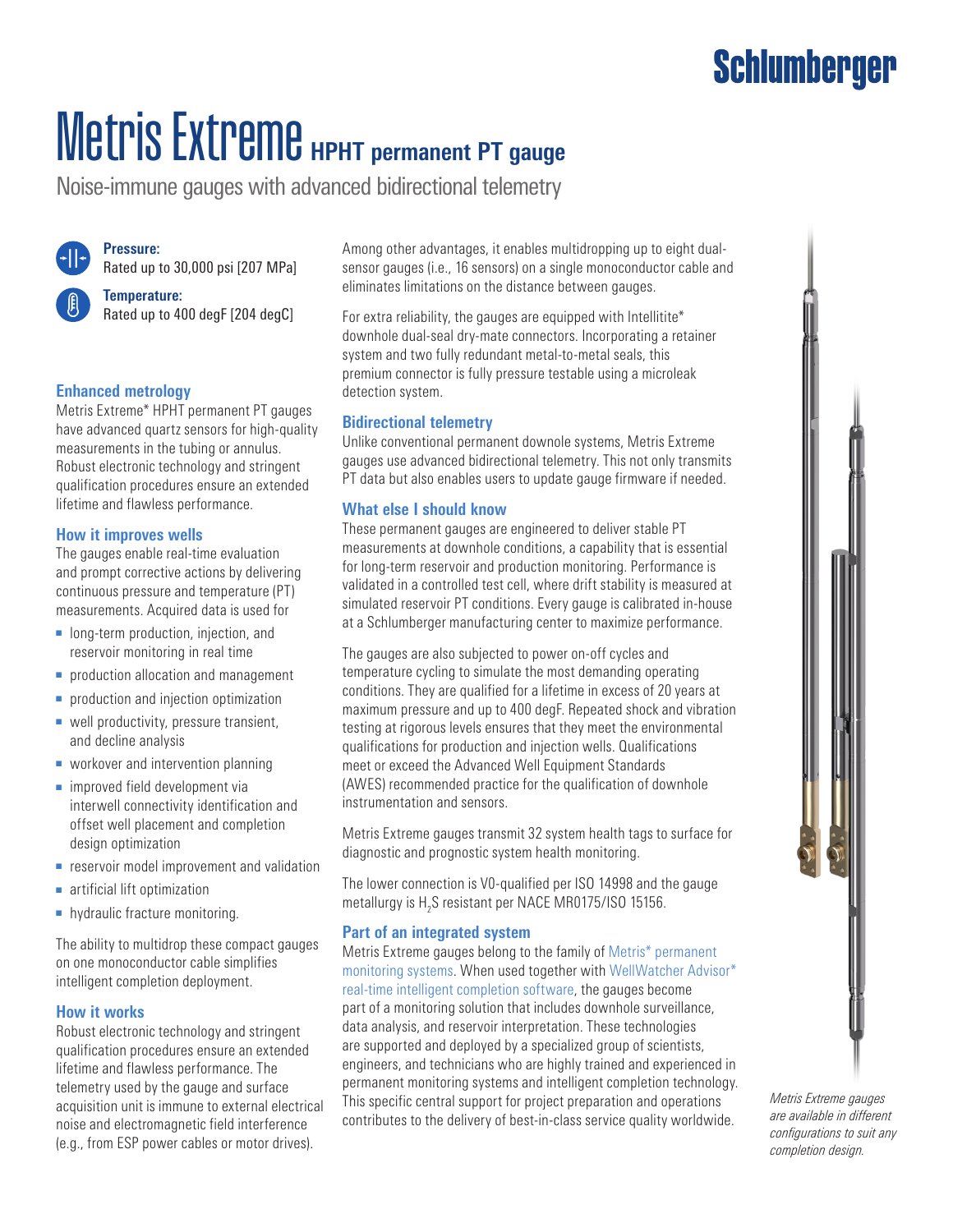Schlumberger

# Metris Extreme HPHT permanent PT gauge

Noise-immune gauges with advanced bidirectional telemetry

**Pressure:**
Rated up to 30,000 psi [207 MPa]

**Temperature:**
Rated up to 400 degF [204 degC]

## Enhanced metrology

Metris Extreme* HPHT permanent PT gauges have advanced quartz sensors for high-quality measurements in the tubing or annulus. Robust electronic technology and stringent qualification procedures ensure an extended lifetime and flawless performance.

## How it improves wells

The gauges enable real-time evaluation and prompt corrective actions by delivering continuous pressure and temperature (PT) measurements. Acquired data is used for

- long-term production, injection, and reservoir monitoring in real time
- production allocation and management
- production and injection optimization
- well productivity, pressure transient, and decline analysis
- workover and intervention planning
- improved field development via interwell connectivity identification and offset well placement and completion design optimization
- reservoir model improvement and validation
- artificial lift optimization
- hydraulic fracture monitoring.

The ability to multidrop these compact gauges on one monoconductor cable simplifies intelligent completion deployment.

## How it works

Robust electronic technology and stringent qualification procedures ensure an extended lifetime and flawless performance. The telemetry used by the gauge and surface acquisition unit is immune to external electrical noise and electromagnetic field interference (e.g., from ESP power cables or motor drives).

Among other advantages, it enables multidropping up to eight dual-sensor gauges (i.e., 16 sensors) on a single monoconductor cable and eliminates limitations on the distance between gauges.

For extra reliability, the gauges are equipped with Intellitite* downhole dual-seal dry-mate connectors. Incorporating a retainer system and two fully redundant metal-to-metal seals, this premium connector is fully pressure testable using a microleak detection system.

## Bidirectional telemetry

Unlike conventional permanent downole systems, Metris Extreme gauges use advanced bidirectional telemetry. This not only transmits PT data but also enables users to update gauge firmware if needed.

## What else I should know

These permanent gauges are engineered to deliver stable PT measurements at downhole conditions, a capability that is essential for long-term reservoir and production monitoring. Performance is validated in a controlled test cell, where drift stability is measured at simulated reservoir PT conditions. Every gauge is calibrated in-house at a Schlumberger manufacturing center to maximize performance.

The gauges are also subjected to power on-off cycles and temperature cycling to simulate the most demanding operating conditions. They are qualified for a lifetime in excess of 20 years at maximum pressure and up to 400 degF. Repeated shock and vibration testing at rigorous levels ensures that they meet the environmental qualifications for production and injection wells. Qualifications meet or exceed the Advanced Well Equipment Standards (AWES) recommended practice for the qualification of downhole instrumentation and sensors.

Metris Extreme gauges transmit 32 system health tags to surface for diagnostic and prognostic system health monitoring.

The lower connection is V0-qualified per ISO 14998 and the gauge metallurgy is $H_2S$ resistant per NACE MR0175/ISO 15156.

## Part of an integrated system

Metris Extreme gauges belong to the family of Metris* permanent monitoring systems. When used together with WellWatcher Advisor* real-time intelligent completion software, the gauges become part of a monitoring solution that includes downhole surveillance, data analysis, and reservoir interpretation. These technologies are supported and deployed by a specialized group of scientists, engineers, and technicians who are highly trained and experienced in permanent monitoring systems and intelligent completion technology. This specific central support for project preparation and operations contributes to the delivery of best-in-class service quality worldwide.

*Metris Extreme gauges are available in different configurations to suit any completion design.*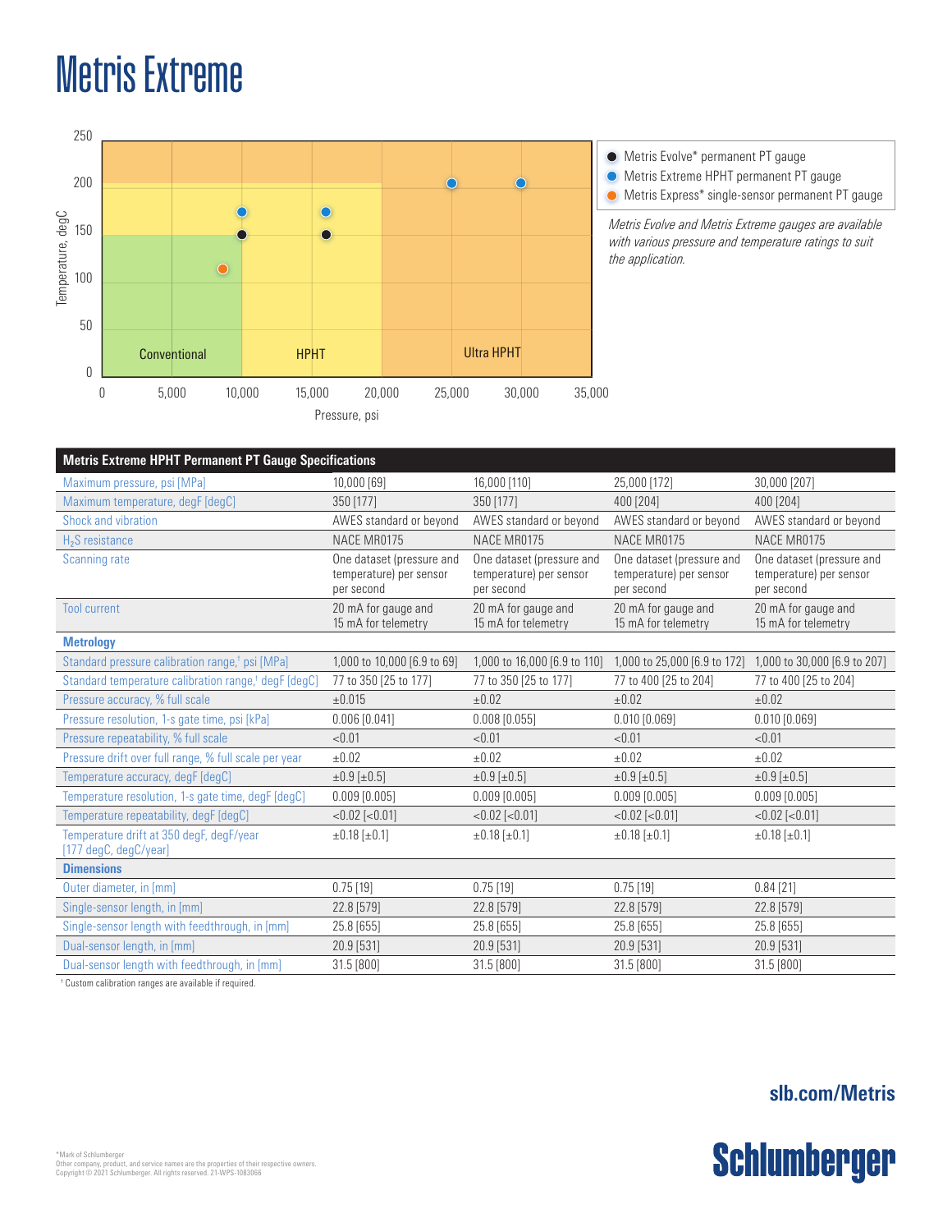# Metris Extreme

250
200
150
100
50
0

Temperature, degC

Conventional
HPHT
Ultra HPHT

0
5,000
10,000
15,000
20,000
25,000
30,000
35,000

Pressure, psi

- Metris Evolve* permanent PT gauge
- Metris Extreme HPHT permanent PT gauge
- Metris Express* single-sensor permanent PT gauge

*Metris Evolve and Metris Extreme gauges are available with various pressure and temperature ratings to suit the application.*

| Metris Extreme HPHT Permanent PT Gauge Specifications | | | | |
|---|---|---|---|---|
| Maximum pressure, psi [MPa] | 10,000 [69] | 16,000 [110] | 25,000 [172] | 30,000 [207] |
| Maximum temperature, degF [degC] | 350 [177] | 350 [177] | 400 [204] | 400 [204] |
| Shock and vibration | AWES standard or beyond | AWES standard or beyond | AWES standard or beyond | AWES standard or beyond |
| $H_2S$ resistance | NACE MR0175 | NACE MR0175 | NACE MR0175 | NACE MR0175 |
| Scanning rate | One dataset (pressure and temperature) per sensor per second | One dataset (pressure and temperature) per sensor per second | One dataset (pressure and temperature) per sensor per second | One dataset (pressure and temperature) per sensor per second |
| Tool current | 20 mA for gauge and 15 mA for telemetry | 20 mA for gauge and 15 mA for telemetry | 20 mA for gauge and 15 mA for telemetry | 20 mA for gauge and 15 mA for telemetry |
| **Metrology** | | | | |
| Standard pressure calibration range,[†] psi [MPa] | 1,000 to 10,000 [6.9 to 69] | 1,000 to 16,000 [6.9 to 110] | 1,000 to 25,000 [6.9 to 172] | 1,000 to 30,000 [6.9 to 207] |
| Standard temperature calibration range,[†] degF [degC] | 77 to 350 [25 to 177] | 77 to 350 [25 to 177] | 77 to 400 [25 to 204] | 77 to 400 [25 to 204] |
| Pressure accuracy, % full scale | ±0.015 | ±0.02 | ±0.02 | ±0.02 |
| Pressure resolution, 1-s gate time, psi [kPa] | 0.006 [0.041] | 0.008 [0.055] | 0.010 [0.069] | 0.010 [0.069] |
| Pressure repeatability, % full scale | <0.01 | <0.01 | <0.01 | <0.01 |
| Pressure drift over full range, % full scale per year | ±0.02 | ±0.02 | ±0.02 | ±0.02 |
| Temperature accuracy, degF [degC] | ±0.9 [±0.5] | ±0.9 [±0.5] | ±0.9 [±0.5] | ±0.9 [±0.5] |
| Temperature resolution, 1-s gate time, degF [degC] | 0.009 [0.005] | 0.009 [0.005] | 0.009 [0.005] | 0.009 [0.005] |
| Temperature repeatability, degF [degC] | <0.02 [<0.01] | <0.02 [<0.01] | <0.02 [<0.01] | <0.02 [<0.01] |
| Temperature drift at 350 degF, degF/year [177 degC, degC/year] | ±0.18 [±0.1] | ±0.18 [±0.1] | ±0.18 [±0.1] | ±0.18 [±0.1] |
| **Dimensions** | | | | |
| Outer diameter, in [mm] | 0.75 [19] | 0.75 [19] | 0.75 [19] | 0.84 [21] |
| Single-sensor length, in [mm] | 22.8 [579] | 22.8 [579] | 22.8 [579] | 22.8 [579] |
| Single-sensor length with feedthrough, in [mm] | 25.8 [655] | 25.8 [655] | 25.8 [655] | 25.8 [655] |
| Dual-sensor length, in [mm] | 20.9 [531] | 20.9 [531] | 20.9 [531] | 20.9 [531] |
| Dual-sensor length with feedthrough, in [mm] | 31.5 [800] | 31.5 [800] | 31.5 [800] | 31.5 [800] |

[†] Custom calibration ranges are available if required.

**slb.com/Metris**

*Mark of Schlumberger
Other company, product, and service names are the properties of their respective owners.
Copyright © 2021 Schlumberger. All rights reserved. 21-WPS-1083066

Schlumberger